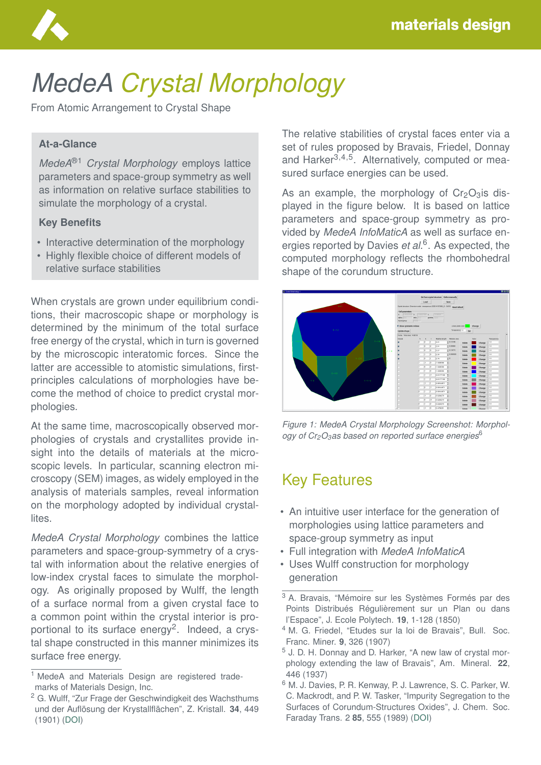# MedeA Crystal Morphology

From Atomic Arrangement to Crystal Shape

## At-a-Glance

*MedeA*®[1] *Crystal Morphology* employs lattice parameters and space-group symmetry as well as information on relative surface stabilities to simulate the morphology of a crystal.

### Key Benefits

- Interactive determination of the morphology
- Highly flexible choice of different models of relative surface stabilities

When crystals are grown under equilibrium conditions, their macroscopic shape or morphology is determined by the minimum of the total surface free energy of the crystal, which in turn is governed by the microscopic interatomic forces. Since the latter are accessible to atomistic simulations, first-principles calculations of morphologies have become the method of choice to predict crystal morphologies.

At the same time, macroscopically observed morphologies of crystals and crystallites provide insight into the details of materials at the microscopic levels. In particular, scanning electron microscopy (SEM) images, as widely employed in the analysis of materials samples, reveal information on the morphology adopted by individual crystallites.

*MedeA Crystal Morphology* combines the lattice parameters and space-group-symmetry of a crystal with information about the relative energies of low-index crystal faces to simulate the morphology. As originally proposed by Wulff, the length of a surface normal from a given crystal face to a common point within the crystal interior is proportional to its surface energy[2]. Indeed, a crystal shape constructed in this manner minimizes its surface free energy.

The relative stabilities of crystal faces enter via a set of rules proposed by Bravais, Friedel, Donnay and Harker[3,4,5]. Alternatively, computed or measured surface energies can be used.

As an example, the morphology of $Cr_2O_3$is displayed in the figure below. It is based on lattice parameters and space-group symmetry as provided by *MedeA InfoMaticA* as well as surface energies reported by Davies *et al.*[6]. As expected, the computed morphology reflects the rhombohedral shape of the corundum structure.

*Figure 1: MedeA Crystal Morphology Screenshot: Morphology of $Cr_2O_3$as based on reported surface energies[6]*

## Key Features

- An intuitive user interface for the generation of morphologies using lattice parameters and space-group symmetry as input
- Full integration with *MedeA InfoMaticA*
- Uses Wulff construction for morphology generation

---

[1] MedeA and Materials Design are registered trademarks of Materials Design, Inc.

[2] G. Wulff, "Zur Frage der Geschwindigkeit des Wachsthums und der Auflösung der Krystallflächen", Z. Kristall. **34**, 449 (1901) (DOI)

[3] A. Bravais, "Mémoire sur les Systèmes Formés par des Points Distribués Régulièrement sur un Plan ou dans l'Espace", J. Ecole Polytech. **19**, 1-128 (1850)

[4] M. G. Friedel, "Etudes sur la loi de Bravais", Bull. Soc. Franc. Miner. **9**, 326 (1907)

[5] J. D. H. Donnay and D. Harker, "A new law of crystal morphology extending the law of Bravais", Am. Mineral. **22**, 446 (1937)

[6] M. J. Davies, P. R. Kenway, P. J. Lawrence, S. C. Parker, W. C. Mackrodt, and P. W. Tasker, "Impurity Segregation to the Surfaces of Corundum-Structures Oxides", J. Chem. Soc. Faraday Trans. 2 **85**, 555 (1989) (DOI)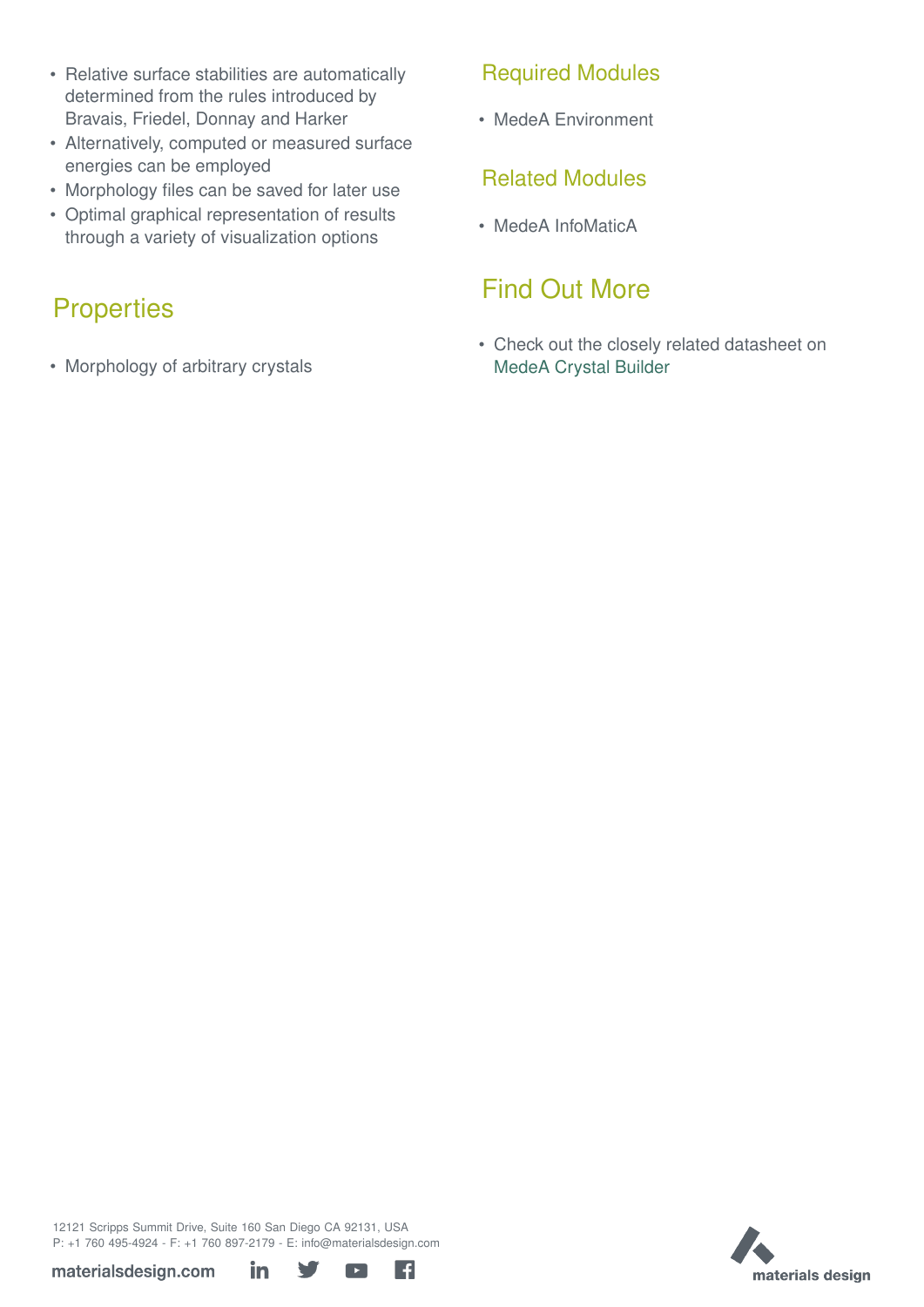- Relative surface stabilities are automatically determined from the rules introduced by Bravais, Friedel, Donnay and Harker
- Alternatively, computed or measured surface energies can be employed
- Morphology files can be saved for later use
- Optimal graphical representation of results through a variety of visualization options

## Properties

- Morphology of arbitrary crystals

### Required Modules

- MedeA Environment

### Related Modules

- MedeA InfoMaticA

## Find Out More

- Check out the closely related datasheet on MedeA Crystal Builder

12121 Scripps Summit Drive, Suite 160 San Diego CA 92131, USA
P: +1 760 495-4924 - F: +1 760 897-2179 - E: info@materialsdesign.com

materialsdesign.com